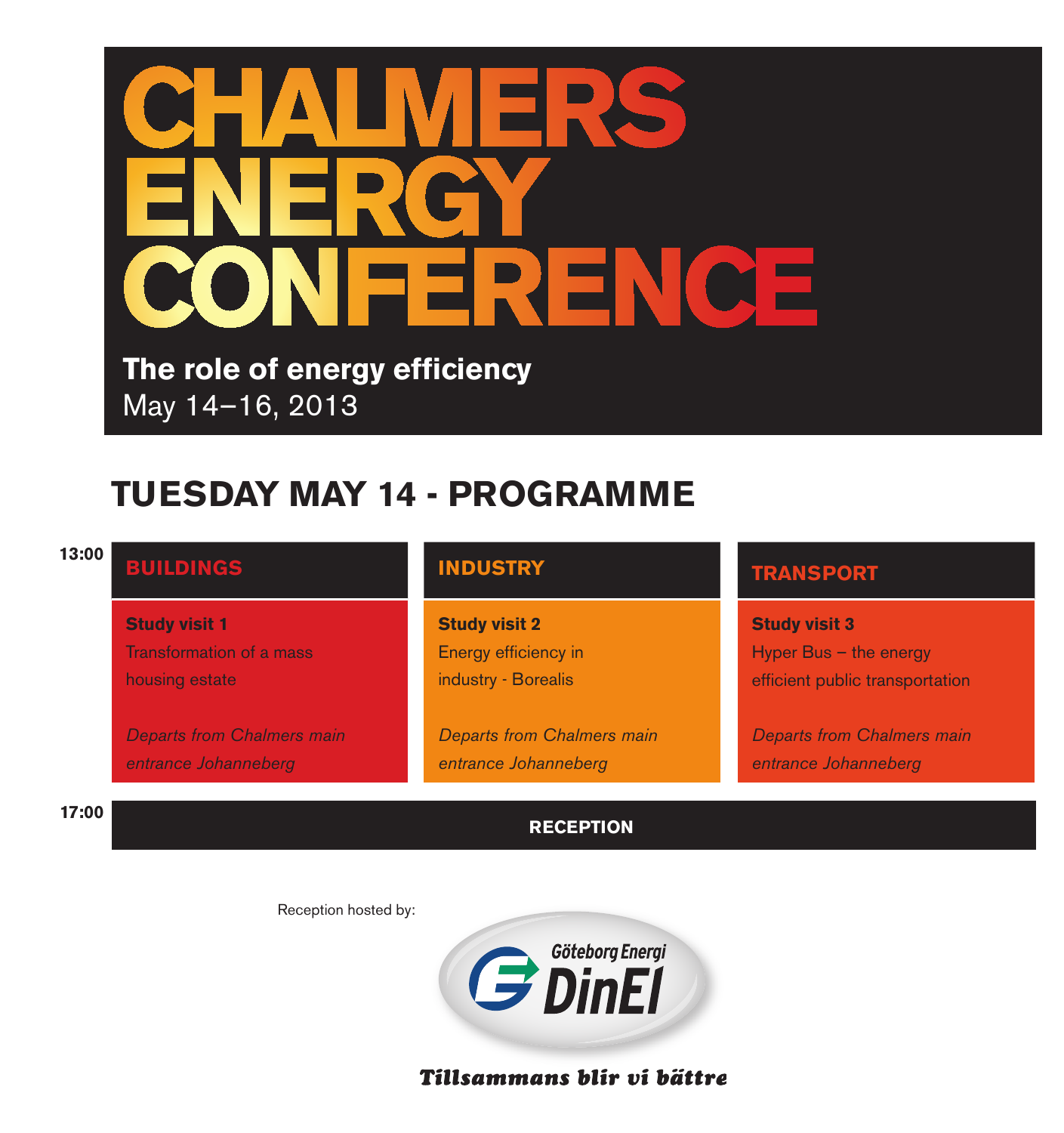# CHALMERS ENERGY CONFERENCE

**The role of energy efficiency**
May 14–16, 2013

## TUESDAY MAY 14 - PROGRAMME

| Time | BUILDINGS | INDUSTRY | TRANSPORT |
|---|---|---|---|
| 13:00 | **Study visit 1**<br>Transformation of a mass housing estate<br><br>*Departs from Chalmers main entrance Johanneberg* | **Study visit 2**<br>Energy efficiency in industry - Borealis<br><br>*Departs from Chalmers main entrance Johanneberg* | **Study visit 3**<br>Hyper Bus – the energy efficient public transportation<br><br>*Departs from Chalmers main entrance Johanneberg* |
| 17:00 | **RECEPTION** | | |

Reception hosted by:

Göteborg Energi DinEl

*Tillsammans blir vi bättre*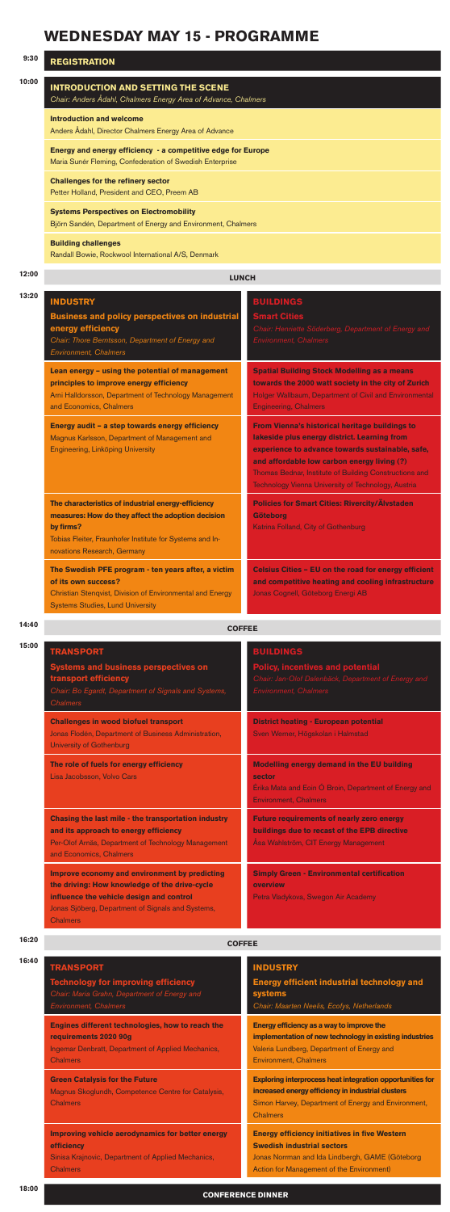# WEDNESDAY MAY 15 - PROGRAMME

**9:30** 

## REGISTRATION

**10:00**

## INTRODUCTION AND SETTING THE SCENE

*Chair: Anders Ådahl, Chalmers Energy Area of Advance, Chalmers*

**Introduction and welcome**
Anders Ådahl, Director Chalmers Energy Area of Advance

**Energy and energy efficiency - a competitive edge for Europe**
Maria Sunér Fleming, Confederation of Swedish Enterprise

**Challenges for the refinery sector**
Petter Holland, President and CEO, Preem AB

**Systems Perspectives on Electromobility**
Björn Sandén, Department of Energy and Environment, Chalmers

**Building challenges**
Randall Bowie, Rockwool International A/S, Denmark

**12:00** 

## LUNCH

**13:20**

## INDUSTRY

### Business and policy perspectives on industrial energy efficiency

*Chair: Thore Berntsson, Department of Energy and Environment, Chalmers*

**Lean energy – using the potential of management principles to improve energy efficiency**
Ami Halldorsson, Department of Technology Management and Economics, Chalmers

**Energy audit – a step towards energy efficiency**
Magnus Karlsson, Department of Management and Engineering, Linköping University

**The characteristics of industrial energy-efficiency measures: How do they affect the adoption decision by firms?**
Tobias Fleiter, Fraunhofer Institute for Systems and Innovations Research, Germany

**The Swedish PFE program - ten years after, a victim of its own success?**
Christian Stenqvist, Division of Environmental and Energy Systems Studies, Lund University

## BUILDINGS

### Smart Cities

*Chair: Henriette Söderberg, Department of Energy and Environment, Chalmers*

**Spatial Building Stock Modelling as a means towards the 2000 watt society in the city of Zurich**
Holger Wallbaum, Department of Civil and Environmental Engineering, Chalmers

**From Vienna's historical heritage buildings to lakeside plus energy district. Learning from experience to advance towards sustainable, safe, and affordable low carbon energy living (?)**
Thomas Bednar, Institute of Building Constructions and Technology Vienna University of Technology, Austria

**Policies for Smart Cities: Rivercity/Älvstaden Göteborg**
Katrina Folland, City of Gothenburg

**Celsius Cities – EU on the road for energy efficient and competitive heating and cooling infrastructure**
Jonas Cognell, Göteborg Energi AB

**14:40** 

## COFFEE

**15:00**

## TRANSPORT

### Systems and business perspectives on transport efficiency

*Chair: Bo Egardt, Department of Signals and Systems, Chalmers*

**Challenges in wood biofuel transport**
Jonas Flodén, Department of Business Administration, University of Gothenburg

**The role of fuels for energy efficiency**
Lisa Jacobsson, Volvo Cars

**Chasing the last mile - the transportation industry and its approach to energy efficiency**
Per-Olof Arnäs, Department of Technology Management and Economics, Chalmers

**Improve economy and environment by predicting the driving: How knowledge of the drive-cycle influence the vehicle design and control**
Jonas Sjöberg, Department of Signals and Systems, Chalmers

## BUILDINGS

### Policy, incentives and potential

*Chair: Jan-Olof Dalenbäck, Department of Energy and Environment, Chalmers*

**District heating - European potential**
Sven Werner, Högskolan i Halmstad

**Modelling energy demand in the EU building sector**
Érika Mata and Eoin Ó Broin, Department of Energy and Environment, Chalmers

**Future requirements of nearly zero energy buildings due to recast of the EPB directive**
Åsa Wahlström, CIT Energy Management

**Simply Green - Environmental certification overview**
Petra Vladykova, Swegon Air Academy

**16:20** 

## COFFEE

**16:40**

## TRANSPORT

### Technology for improving efficiency

*Chair: Maria Grahn, Department of Energy and Environment, Chalmers*

**Engines different technologies, how to reach the requirements 2020 90g**
Ingemar Denbratt, Department of Applied Mechanics, Chalmers

**Green Catalysis for the Future**
Magnus Skoglundh, Competence Centre for Catalysis, Chalmers

**Improving vehicle aerodynamics for better energy efficiency**
Sinisa Krajnovic, Department of Applied Mechanics, Chalmers

## INDUSTRY

### Energy efficient industrial technology and systems

*Chair: Maarten Neelis, Ecofys, Netherlands*

**Energy efficiency as a way to improve the implementation of new technology in existing industries**
Valeria Lundberg, Department of Energy and Environment, Chalmers

**Exploring interprocess heat integration opportunities for increased energy efficiency in industrial clusters**
Simon Harvey, Department of Energy and Environment, Chalmers

**Energy efficiency initiatives in five Western Swedish industrial sectors**
Jonas Norrman and Ida Lindbergh, GAME (Göteborg Action for Management of the Environment)

**18:00** 

## CONFERENCE DINNER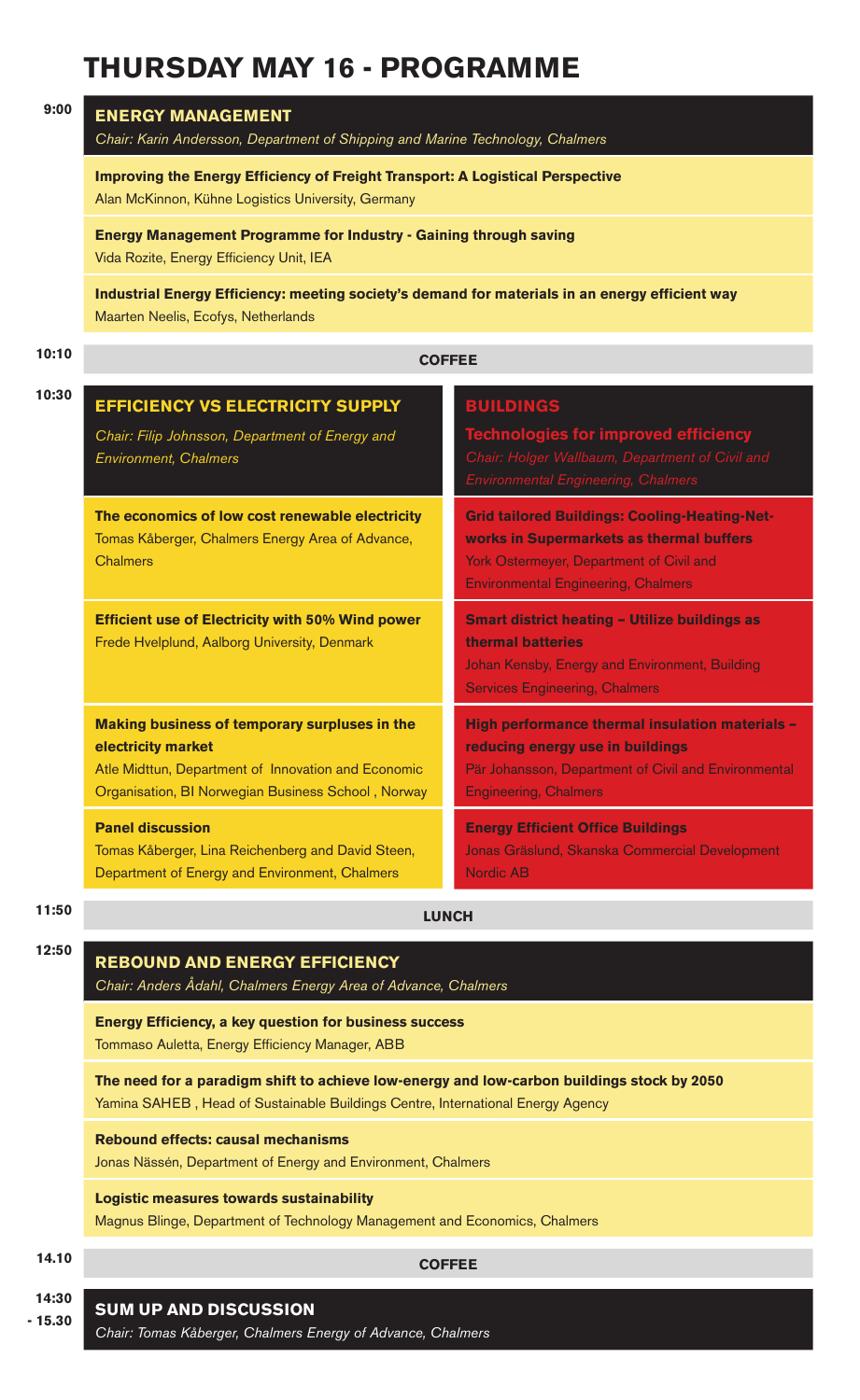# THURSDAY MAY 16 - PROGRAMME

**9:00**

## ENERGY MANAGEMENT

*Chair: Karin Andersson, Department of Shipping and Marine Technology, Chalmers*

**Improving the Energy Efficiency of Freight Transport: A Logistical Perspective**
Alan McKinnon, Kühne Logistics University, Germany

**Energy Management Programme for Industry - Gaining through saving**
Vida Rozite, Energy Efficiency Unit, IEA

**Industrial Energy Efficiency: meeting society's demand for materials in an energy efficient way**
Maarten Neelis, Ecofys, Netherlands

**10:10** COFFEE

**10:30**

## EFFICIENCY VS ELECTRICITY SUPPLY

*Chair: Filip Johnsson, Department of Energy and Environment, Chalmers*

**The economics of low cost renewable electricity**
Tomas Kåberger, Chalmers Energy Area of Advance, Chalmers

**Efficient use of Electricity with 50% Wind power**
Frede Hvelplund, Aalborg University, Denmark

**Making business of temporary surpluses in the electricity market**
Atle Midttun, Department of Innovation and Economic Organisation, BI Norwegian Business School , Norway

**Panel discussion**
Tomas Kåberger, Lina Reichenberg and David Steen, Department of Energy and Environment, Chalmers

## BUILDINGS

### Technologies for improved efficiency

*Chair: Holger Wallbaum, Department of Civil and Environmental Engineering, Chalmers*

**Grid tailored Buildings: Cooling-Heating-Net-works in Supermarkets as thermal buffers**
York Ostermeyer, Department of Civil and Environmental Engineering, Chalmers

**Smart district heating – Utilize buildings as thermal batteries**
Johan Kensby, Energy and Environment, Building Services Engineering, Chalmers

**High performance thermal insulation materials – reducing energy use in buildings**
Pär Johansson, Department of Civil and Environmental Engineering, Chalmers

**Energy Efficient Office Buildings**
Jonas Gräslund, Skanska Commercial Development Nordic AB

**11:50** LUNCH

**12:50**

## REBOUND AND ENERGY EFFICIENCY

*Chair: Anders Ådahl, Chalmers Energy Area of Advance, Chalmers*

**Energy Efficiency, a key question for business success**
Tommaso Auletta, Energy Efficiency Manager, ABB

**The need for a paradigm shift to achieve low-energy and low-carbon buildings stock by 2050**
Yamina SAHEB , Head of Sustainable Buildings Centre, International Energy Agency

**Rebound effects: causal mechanisms**
Jonas Nässén, Department of Energy and Environment, Chalmers

**Logistic measures towards sustainability**
Magnus Blinge, Department of Technology Management and Economics, Chalmers

**14.10** COFFEE

**14:30 - 15.30**

## SUM UP AND DISCUSSION

*Chair: Tomas Kåberger, Chalmers Energy of Advance, Chalmers*